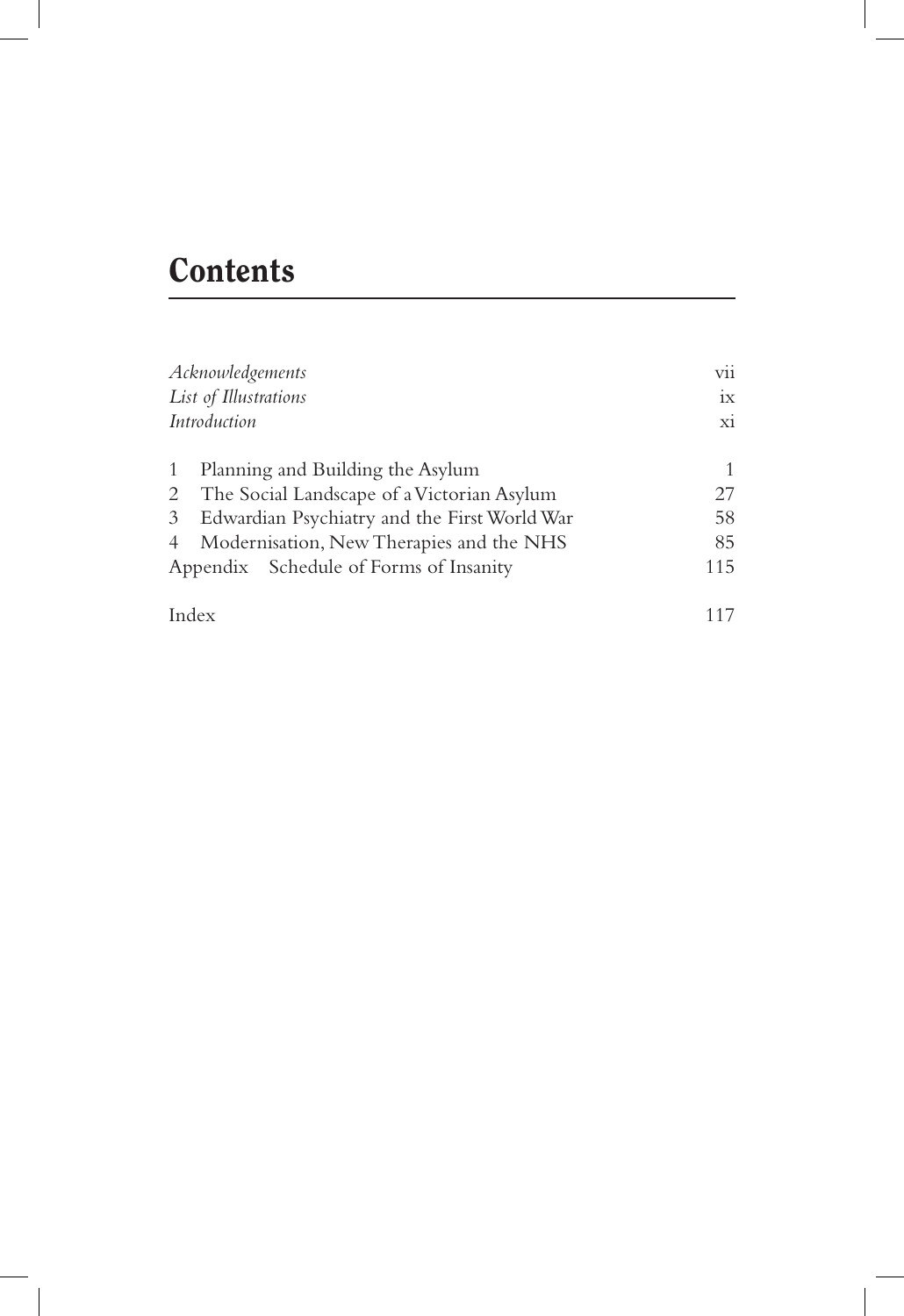# Contents

| | |
|---|---|
| *Acknowledgements* | vii |
| *List of Illustrations* | ix |
| *Introduction* | xi |
| 1 Planning and Building the Asylum | 1 |
| 2 The Social Landscape of a Victorian Asylum | 27 |
| 3 Edwardian Psychiatry and the First World War | 58 |
| 4 Modernisation, New Therapies and the NHS | 85 |
| Appendix Schedule of Forms of Insanity | 115 |
| Index | 117 |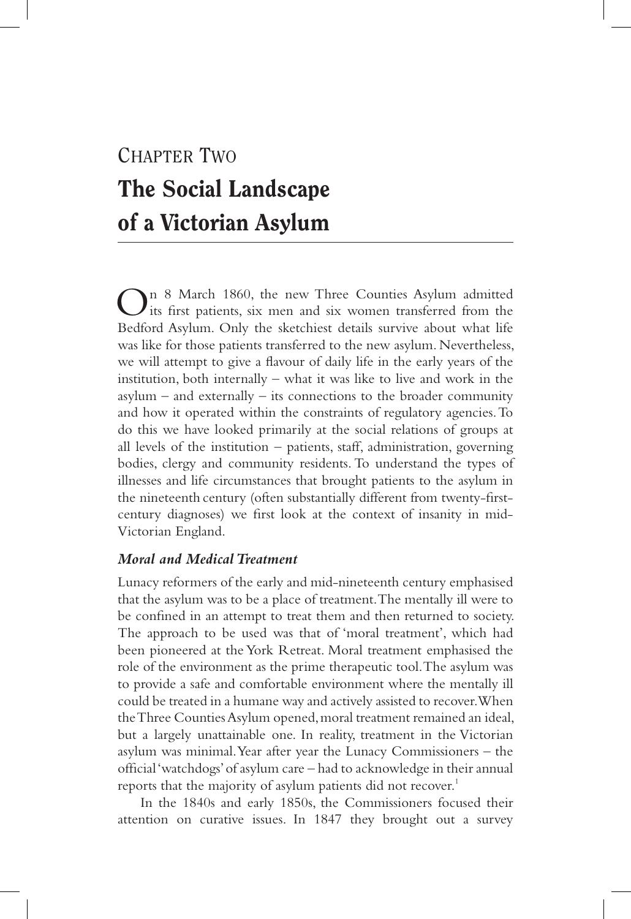# Chapter Two
# The Social Landscape of a Victorian Asylum

On 8 March 1860, the new Three Counties Asylum admitted its first patients, six men and six women transferred from the Bedford Asylum. Only the sketchiest details survive about what life was like for those patients transferred to the new asylum. Nevertheless, we will attempt to give a flavour of daily life in the early years of the institution, both internally – what it was like to live and work in the asylum – and externally – its connections to the broader community and how it operated within the constraints of regulatory agencies. To do this we have looked primarily at the social relations of groups at all levels of the institution – patients, staff, administration, governing bodies, clergy and community residents. To understand the types of illnesses and life circumstances that brought patients to the asylum in the nineteenth century (often substantially different from twenty-first-century diagnoses) we first look at the context of insanity in mid-Victorian England.

### *Moral and Medical Treatment*

Lunacy reformers of the early and mid-nineteenth century emphasised that the asylum was to be a place of treatment. The mentally ill were to be confined in an attempt to treat them and then returned to society. The approach to be used was that of 'moral treatment', which had been pioneered at the York Retreat. Moral treatment emphasised the role of the environment as the prime therapeutic tool. The asylum was to provide a safe and comfortable environment where the mentally ill could be treated in a humane way and actively assisted to recover. When the Three Counties Asylum opened, moral treatment remained an ideal, but a largely unattainable one. In reality, treatment in the Victorian asylum was minimal. Year after year the Lunacy Commissioners – the official 'watchdogs' of asylum care – had to acknowledge in their annual reports that the majority of asylum patients did not recover.[1]

In the 1840s and early 1850s, the Commissioners focused their attention on curative issues. In 1847 they brought out a survey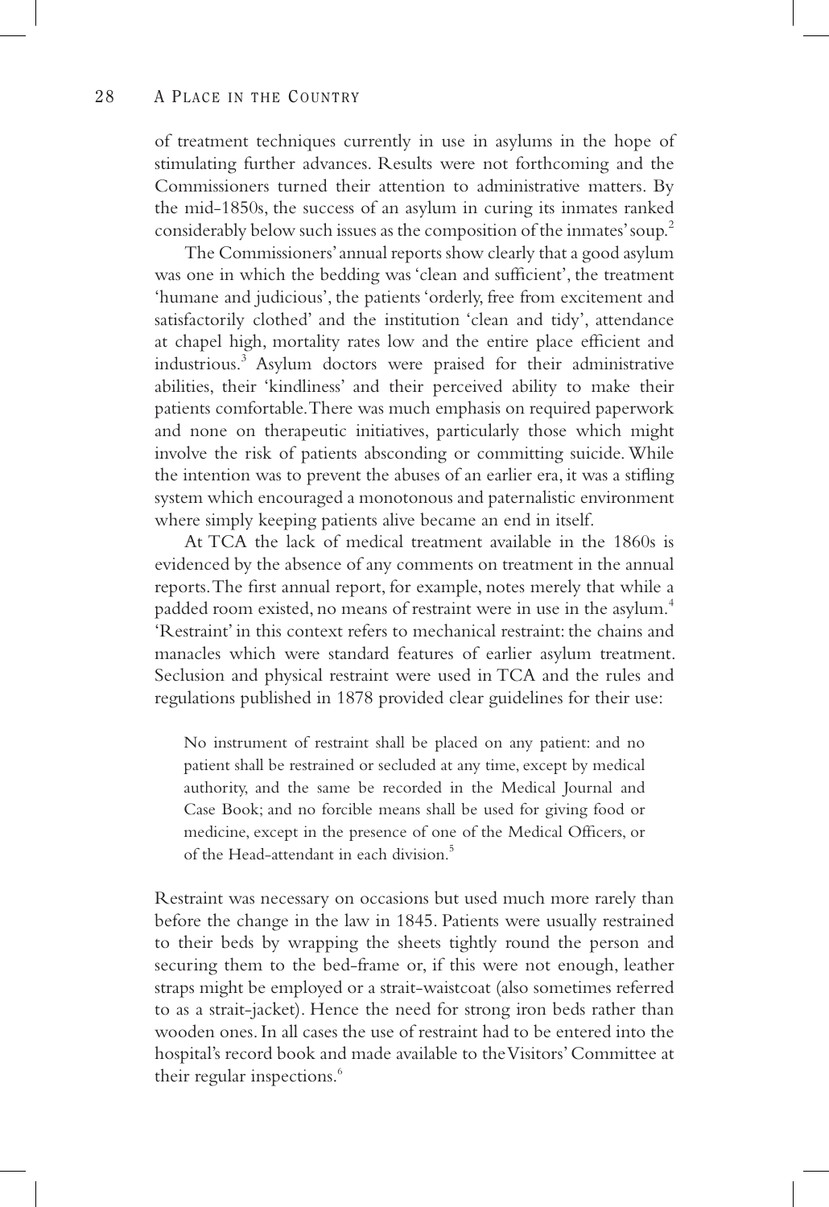of treatment techniques currently in use in asylums in the hope of stimulating further advances. Results were not forthcoming and the Commissioners turned their attention to administrative matters. By the mid-1850s, the success of an asylum in curing its inmates ranked considerably below such issues as the composition of the inmates' soup.[2]

The Commissioners' annual reports show clearly that a good asylum was one in which the bedding was 'clean and sufficient', the treatment 'humane and judicious', the patients 'orderly, free from excitement and satisfactorily clothed' and the institution 'clean and tidy', attendance at chapel high, mortality rates low and the entire place efficient and industrious.[3] Asylum doctors were praised for their administrative abilities, their 'kindliness' and their perceived ability to make their patients comfortable. There was much emphasis on required paperwork and none on therapeutic initiatives, particularly those which might involve the risk of patients absconding or committing suicide. While the intention was to prevent the abuses of an earlier era, it was a stifling system which encouraged a monotonous and paternalistic environment where simply keeping patients alive became an end in itself.

At TCA the lack of medical treatment available in the 1860s is evidenced by the absence of any comments on treatment in the annual reports. The first annual report, for example, notes merely that while a padded room existed, no means of restraint were in use in the asylum.[4] 'Restraint' in this context refers to mechanical restraint: the chains and manacles which were standard features of earlier asylum treatment. Seclusion and physical restraint were used in TCA and the rules and regulations published in 1878 provided clear guidelines for their use:

> No instrument of restraint shall be placed on any patient: and no patient shall be restrained or secluded at any time, except by medical authority, and the same be recorded in the Medical Journal and Case Book; and no forcible means shall be used for giving food or medicine, except in the presence of one of the Medical Officers, or of the Head-attendant in each division.[5]

Restraint was necessary on occasions but used much more rarely than before the change in the law in 1845. Patients were usually restrained to their beds by wrapping the sheets tightly round the person and securing them to the bed-frame or, if this were not enough, leather straps might be employed or a strait-waistcoat (also sometimes referred to as a strait-jacket). Hence the need for strong iron beds rather than wooden ones. In all cases the use of restraint had to be entered into the hospital's record book and made available to the Visitors' Committee at their regular inspections.[6]